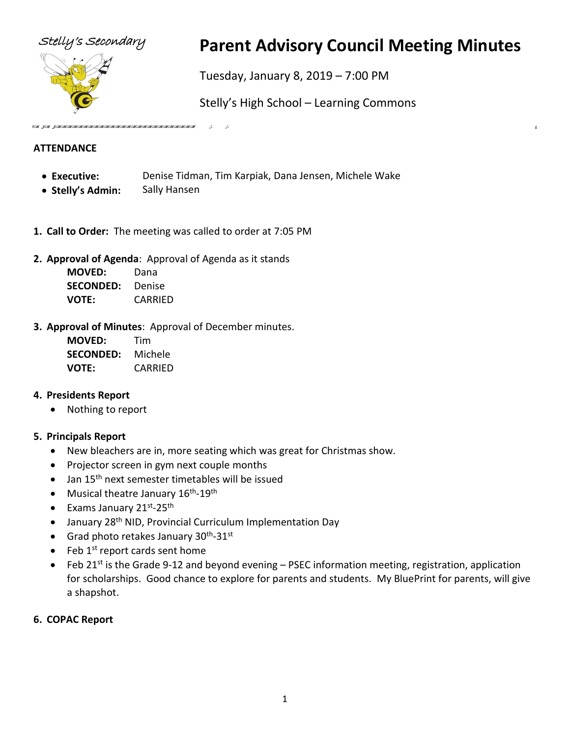Stelly's Secondary

# Parent Advisory Council Meeting Minutes

Tuesday, January 8, 2019 – 7:00 PM

Stelly's High School – Learning Commons

**ATTENDANCE**

- **Executive:** Denise Tidman, Tim Karpiak, Dana Jensen, Michele Wake
- **Stelly's Admin:** Sally Hansen

1. **Call to Order:** The meeting was called to order at 7:05 PM

2. **Approval of Agenda**: Approval of Agenda as it stands

   **MOVED:** Dana
   **SECONDED:** Denise
   **VOTE:** CARRIED

3. **Approval of Minutes**: Approval of December minutes.

   **MOVED:** Tim
   **SECONDED:** Michele
   **VOTE:** CARRIED

4. **Presidents Report**
   - Nothing to report

5. **Principals Report**
   - New bleachers are in, more seating which was great for Christmas show.
   - Projector screen in gym next couple months
   - Jan 15th next semester timetables will be issued
   - Musical theatre January 16th-19th
   - Exams January 21st-25th
   - January 28th NID, Provincial Curriculum Implementation Day
   - Grad photo retakes January 30th-31st
   - Feb 1st report cards sent home
   - Feb 21st is the Grade 9-12 and beyond evening – PSEC information meeting, registration, application for scholarships. Good chance to explore for parents and students. My BluePrint for parents, will give a shapshot.

6. **COPAC Report**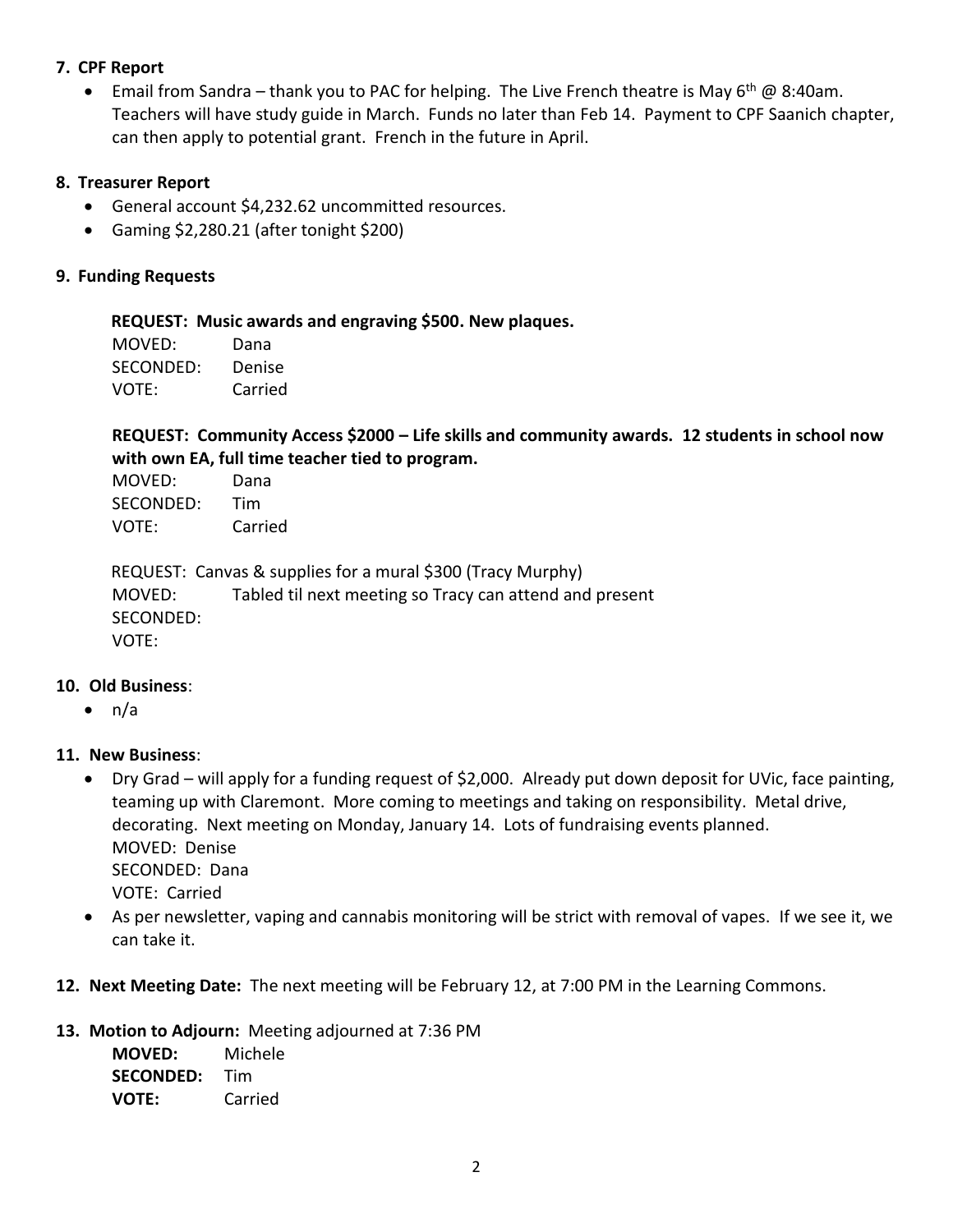**7. CPF Report**

- Email from Sandra – thank you to PAC for helping. The Live French theatre is May 6th @ 8:40am. Teachers will have study guide in March. Funds no later than Feb 14. Payment to CPF Saanich chapter, can then apply to potential grant. French in the future in April.

**8. Treasurer Report**

- General account $4,232.62 uncommitted resources.
- Gaming $2,280.21 (after tonight $200)

**9. Funding Requests**

**REQUEST: Music awards and engraving $500. New plaques.**

MOVED: Dana
SECONDED: Denise
VOTE: Carried

**REQUEST: Community Access $2000 – Life skills and community awards. 12 students in school now with own EA, full time teacher tied to program.**

MOVED: Dana
SECONDED: Tim
VOTE: Carried

REQUEST: Canvas & supplies for a mural $300 (Tracy Murphy)
MOVED: Tabled til next meeting so Tracy can attend and present
SECONDED:
VOTE:

**10. Old Business**:

- n/a

**11. New Business**:

- Dry Grad – will apply for a funding request of $2,000. Already put down deposit for UVic, face painting, teaming up with Claremont. More coming to meetings and taking on responsibility. Metal drive, decorating. Next meeting on Monday, January 14. Lots of fundraising events planned.
  MOVED: Denise
  SECONDED: Dana
  VOTE: Carried
- As per newsletter, vaping and cannabis monitoring will be strict with removal of vapes. If we see it, we can take it.

**12. Next Meeting Date:** The next meeting will be February 12, at 7:00 PM in the Learning Commons.

**13. Motion to Adjourn:** Meeting adjourned at 7:36 PM

**MOVED:** Michele
**SECONDED:** Tim
**VOTE:** Carried